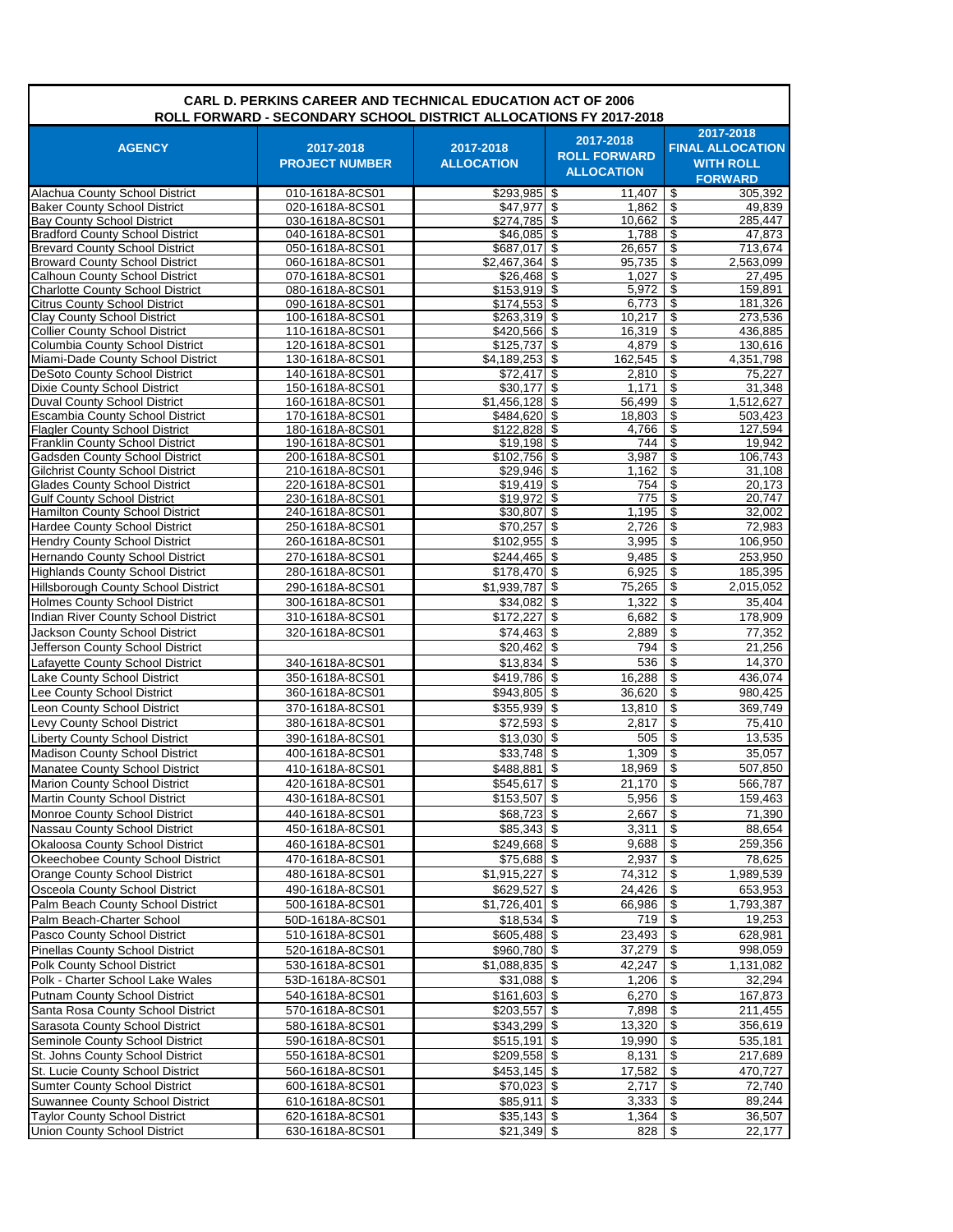**CARL D. PERKINS CAREER AND TECHNICAL EDUCATION ACT OF 2006**
**ROLL FORWARD - SECONDARY SCHOOL DISTRICT ALLOCATIONS FY 2017-2018**

| AGENCY | 2017-2018 PROJECT NUMBER | 2017-2018 ALLOCATION | 2017-2018 ROLL FORWARD ALLOCATION | 2017-2018 FINAL ALLOCATION WITH ROLL FORWARD |
|---|---|---|---|---|
| Alachua County School District | 010-1618A-8CS01 | $293,985 | $ 11,407 | $ 305,392 |
| Baker County School District | 020-1618A-8CS01 | $47,977 | $ 1,862 | $ 49,839 |
| Bay County School District | 030-1618A-8CS01 | $274,785 | $ 10,662 | $ 285,447 |
| Bradford County School District | 040-1618A-8CS01 | $46,085 | $ 1,788 | $ 47,873 |
| Brevard County School District | 050-1618A-8CS01 | $687,017 | $ 26,657 | $ 713,674 |
| Broward County School District | 060-1618A-8CS01 | $2,467,364 | $ 95,735 | $ 2,563,099 |
| Calhoun County School District | 070-1618A-8CS01 | $26,468 | $ 1,027 | $ 27,495 |
| Charlotte County School District | 080-1618A-8CS01 | $153,919 | $ 5,972 | $ 159,891 |
| Citrus County School District | 090-1618A-8CS01 | $174,553 | $ 6,773 | $ 181,326 |
| Clay County School District | 100-1618A-8CS01 | $263,319 | $ 10,217 | $ 273,536 |
| Collier County School District | 110-1618A-8CS01 | $420,566 | $ 16,319 | $ 436,885 |
| Columbia County School District | 120-1618A-8CS01 | $125,737 | $ 4,879 | $ 130,616 |
| Miami-Dade County School District | 130-1618A-8CS01 | $4,189,253 | $ 162,545 | $ 4,351,798 |
| DeSoto County School District | 140-1618A-8CS01 | $72,417 | $ 2,810 | $ 75,227 |
| Dixie County School District | 150-1618A-8CS01 | $30,177 | $ 1,171 | $ 31,348 |
| Duval County School District | 160-1618A-8CS01 | $1,456,128 | $ 56,499 | $ 1,512,627 |
| Escambia County School District | 170-1618A-8CS01 | $484,620 | $ 18,803 | $ 503,423 |
| Flagler County School District | 180-1618A-8CS01 | $122,828 | $ 4,766 | $ 127,594 |
| Franklin County School District | 190-1618A-8CS01 | $19,198 | $ 744 | $ 19,942 |
| Gadsden County School District | 200-1618A-8CS01 | $102,756 | $ 3,987 | $ 106,743 |
| Gilchrist County School District | 210-1618A-8CS01 | $29,946 | $ 1,162 | $ 31,108 |
| Glades County School District | 220-1618A-8CS01 | $19,419 | $ 754 | $ 20,173 |
| Gulf County School District | 230-1618A-8CS01 | $19,972 | $ 775 | $ 20,747 |
| Hamilton County School District | 240-1618A-8CS01 | $30,807 | $ 1,195 | $ 32,002 |
| Hardee County School District | 250-1618A-8CS01 | $70,257 | $ 2,726 | $ 72,983 |
| Hendry County School District | 260-1618A-8CS01 | $102,955 | $ 3,995 | $ 106,950 |
| Hernando County School District | 270-1618A-8CS01 | $244,465 | $ 9,485 | $ 253,950 |
| Highlands County School District | 280-1618A-8CS01 | $178,470 | $ 6,925 | $ 185,395 |
| Hillsborough County School District | 290-1618A-8CS01 | $1,939,787 | $ 75,265 | $ 2,015,052 |
| Holmes County School District | 300-1618A-8CS01 | $34,082 | $ 1,322 | $ 35,404 |
| Indian River County School District | 310-1618A-8CS01 | $172,227 | $ 6,682 | $ 178,909 |
| Jackson County School District | 320-1618A-8CS01 | $74,463 | $ 2,889 | $ 77,352 |
| Jefferson County School District | | $20,462 | $ 794 | $ 21,256 |
| Lafayette County School District | 340-1618A-8CS01 | $13,834 | $ 536 | $ 14,370 |
| Lake County School District | 350-1618A-8CS01 | $419,786 | $ 16,288 | $ 436,074 |
| Lee County School District | 360-1618A-8CS01 | $943,805 | $ 36,620 | $ 980,425 |
| Leon County School District | 370-1618A-8CS01 | $355,939 | $ 13,810 | $ 369,749 |
| Levy County School District | 380-1618A-8CS01 | $72,593 | $ 2,817 | $ 75,410 |
| Liberty County School District | 390-1618A-8CS01 | $13,030 | $ 505 | $ 13,535 |
| Madison County School District | 400-1618A-8CS01 | $33,748 | $ 1,309 | $ 35,057 |
| Manatee County School District | 410-1618A-8CS01 | $488,881 | $ 18,969 | $ 507,850 |
| Marion County School District | 420-1618A-8CS01 | $545,617 | $ 21,170 | $ 566,787 |
| Martin County School District | 430-1618A-8CS01 | $153,507 | $ 5,956 | $ 159,463 |
| Monroe County School District | 440-1618A-8CS01 | $68,723 | $ 2,667 | $ 71,390 |
| Nassau County School District | 450-1618A-8CS01 | $85,343 | $ 3,311 | $ 88,654 |
| Okaloosa County School District | 460-1618A-8CS01 | $249,668 | $ 9,688 | $ 259,356 |
| Okeechobee County School District | 470-1618A-8CS01 | $75,688 | $ 2,937 | $ 78,625 |
| Orange County School District | 480-1618A-8CS01 | $1,915,227 | $ 74,312 | $ 1,989,539 |
| Osceola County School District | 490-1618A-8CS01 | $629,527 | $ 24,426 | $ 653,953 |
| Palm Beach County School District | 500-1618A-8CS01 | $1,726,401 | $ 66,986 | $ 1,793,387 |
| Palm Beach-Charter School | 50D-1618A-8CS01 | $18,534 | $ 719 | $ 19,253 |
| Pasco County School District | 510-1618A-8CS01 | $605,488 | $ 23,493 | $ 628,981 |
| Pinellas County School District | 520-1618A-8CS01 | $960,780 | $ 37,279 | $ 998,059 |
| Polk County School District | 530-1618A-8CS01 | $1,088,835 | $ 42,247 | $ 1,131,082 |
| Polk - Charter School Lake Wales | 53D-1618A-8CS01 | $31,088 | $ 1,206 | $ 32,294 |
| Putnam County School District | 540-1618A-8CS01 | $161,603 | $ 6,270 | $ 167,873 |
| Santa Rosa County School District | 570-1618A-8CS01 | $203,557 | $ 7,898 | $ 211,455 |
| Sarasota County School District | 580-1618A-8CS01 | $343,299 | $ 13,320 | $ 356,619 |
| Seminole County School District | 590-1618A-8CS01 | $515,191 | $ 19,990 | $ 535,181 |
| St. Johns County School District | 550-1618A-8CS01 | $209,558 | $ 8,131 | $ 217,689 |
| St. Lucie County School District | 560-1618A-8CS01 | $453,145 | $ 17,582 | $ 470,727 |
| Sumter County School District | 600-1618A-8CS01 | $70,023 | $ 2,717 | $ 72,740 |
| Suwannee County School District | 610-1618A-8CS01 | $85,911 | $ 3,333 | $ 89,244 |
| Taylor County School District | 620-1618A-8CS01 | $35,143 | $ 1,364 | $ 36,507 |
| Union County School District | 630-1618A-8CS01 | $21,349 | $ 828 | $ 22,177 |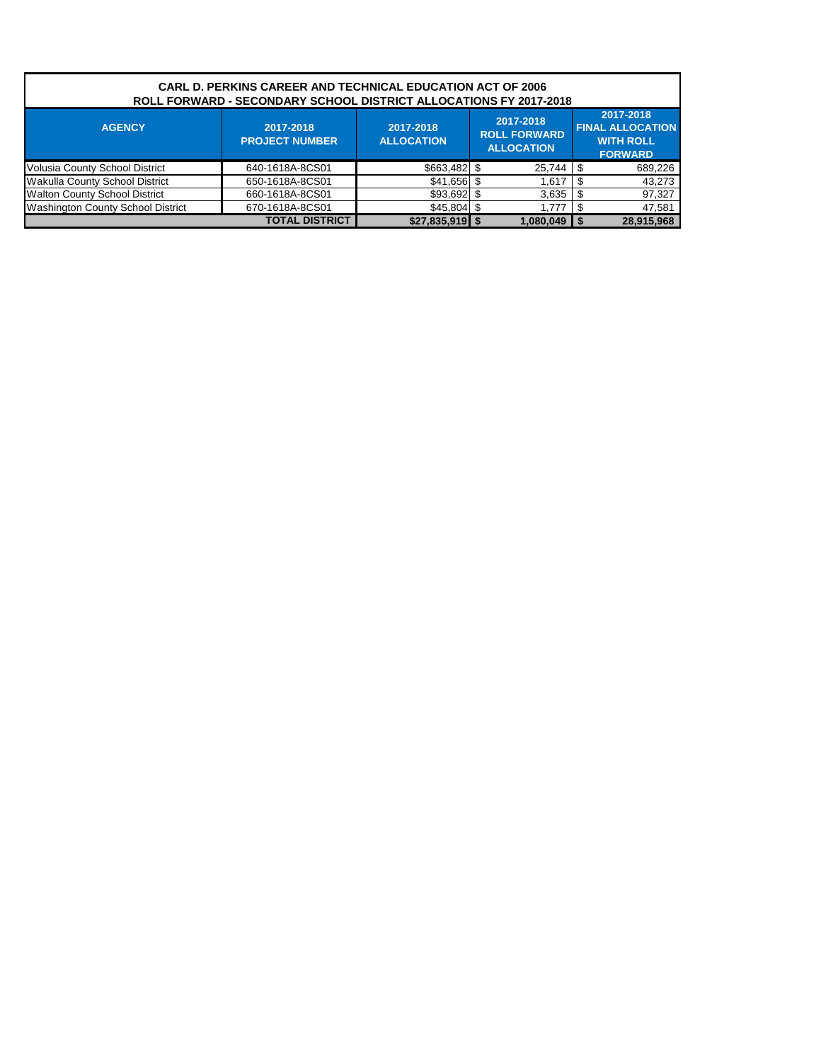**CARL D. PERKINS CAREER AND TECHNICAL EDUCATION ACT OF 2006**
**ROLL FORWARD - SECONDARY SCHOOL DISTRICT ALLOCATIONS FY 2017-2018**

| AGENCY | 2017-2018 PROJECT NUMBER | 2017-2018 ALLOCATION | 2017-2018 ROLL FORWARD ALLOCATION | 2017-2018 FINAL ALLOCATION WITH ROLL FORWARD |
|---|---|---|---|---|
| Volusia County School District | 640-1618A-8CS01 | $663,482 | $ 25,744 | $ 689,226 |
| Wakulla County School District | 650-1618A-8CS01 | $41,656 | $ 1,617 | $ 43,273 |
| Walton County School District | 660-1618A-8CS01 | $93,692 | $ 3,635 | $ 97,327 |
| Washington County School District | 670-1618A-8CS01 | $45,804 | $ 1,777 | $ 47,581 |
| | **TOTAL DISTRICT** | **$27,835,919** | **$ 1,080,049** | **$ 28,915,968** |